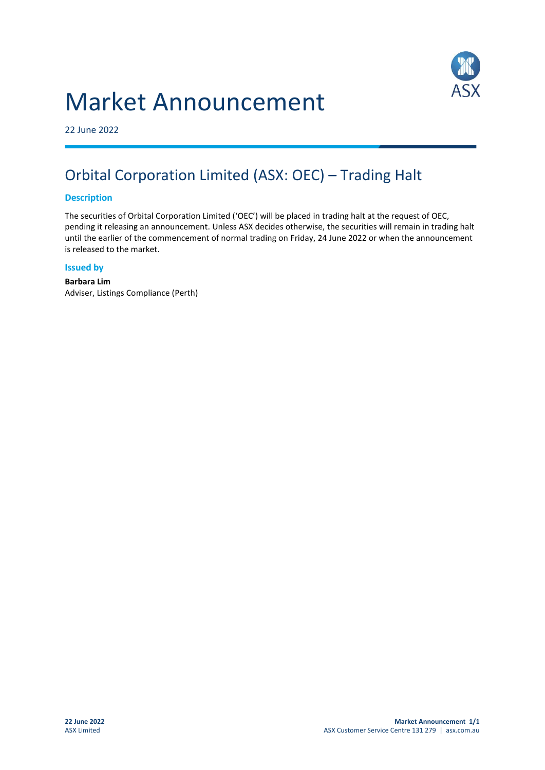# Market Announcement

22 June 2022

## Orbital Corporation Limited (ASX: OEC) – Trading Halt

### Description

The securities of Orbital Corporation Limited ('OEC') will be placed in trading halt at the request of OEC, pending it releasing an announcement. Unless ASX decides otherwise, the securities will remain in trading halt until the earlier of the commencement of normal trading on Friday, 24 June 2022 or when the announcement is released to the market.

### Issued by

**Barbara Lim**
Adviser, Listings Compliance (Perth)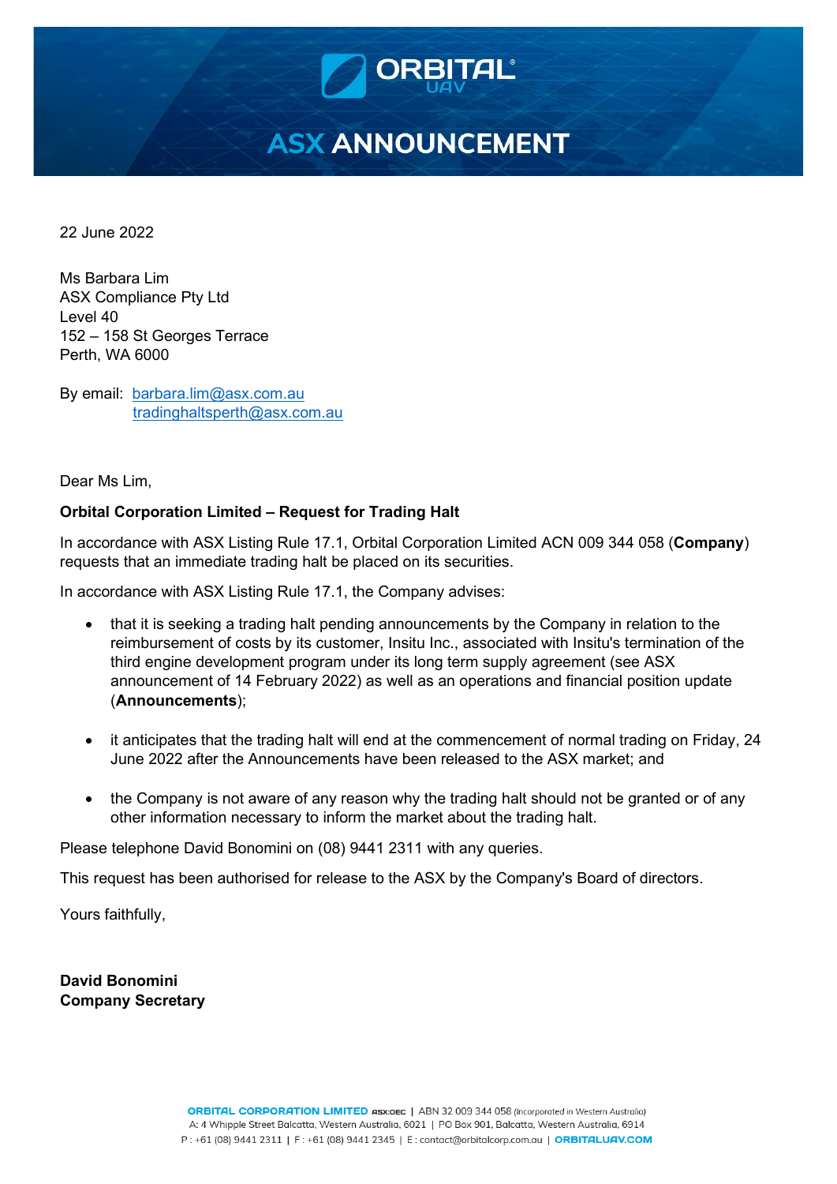# ASX ANNOUNCEMENT

22 June 2022

Ms Barbara Lim
ASX Compliance Pty Ltd
Level 40
152 – 158 St Georges Terrace
Perth, WA 6000

By email: barbara.lim@asx.com.au
tradinghaltsperth@asx.com.au

Dear Ms Lim,

**Orbital Corporation Limited – Request for Trading Halt**

In accordance with ASX Listing Rule 17.1, Orbital Corporation Limited ACN 009 344 058 (**Company**) requests that an immediate trading halt be placed on its securities.

In accordance with ASX Listing Rule 17.1, the Company advises:

- that it is seeking a trading halt pending announcements by the Company in relation to the reimbursement of costs by its customer, Insitu Inc., associated with Insitu's termination of the third engine development program under its long term supply agreement (see ASX announcement of 14 February 2022) as well as an operations and financial position update (**Announcements**);

- it anticipates that the trading halt will end at the commencement of normal trading on Friday, 24 June 2022 after the Announcements have been released to the ASX market; and

- the Company is not aware of any reason why the trading halt should not be granted or of any other information necessary to inform the market about the trading halt.

Please telephone David Bonomini on (08) 9441 2311 with any queries.

This request has been authorised for release to the ASX by the Company's Board of directors.

Yours faithfully,

**David Bonomini**
**Company Secretary**

ORBITAL CORPORATION LIMITED ASX:OEC | ABN 32 009 344 058 (Incorporated in Western Australia)
A: 4 Whipple Street Balcatta, Western Australia, 6021 | PO Box 901, Balcatta, Western Australia, 6914
P: +61 (08) 9441 2311 | F: +61 (08) 9441 2345 | E: contact@orbitalcorp.com.au | ORBITALUAV.COM